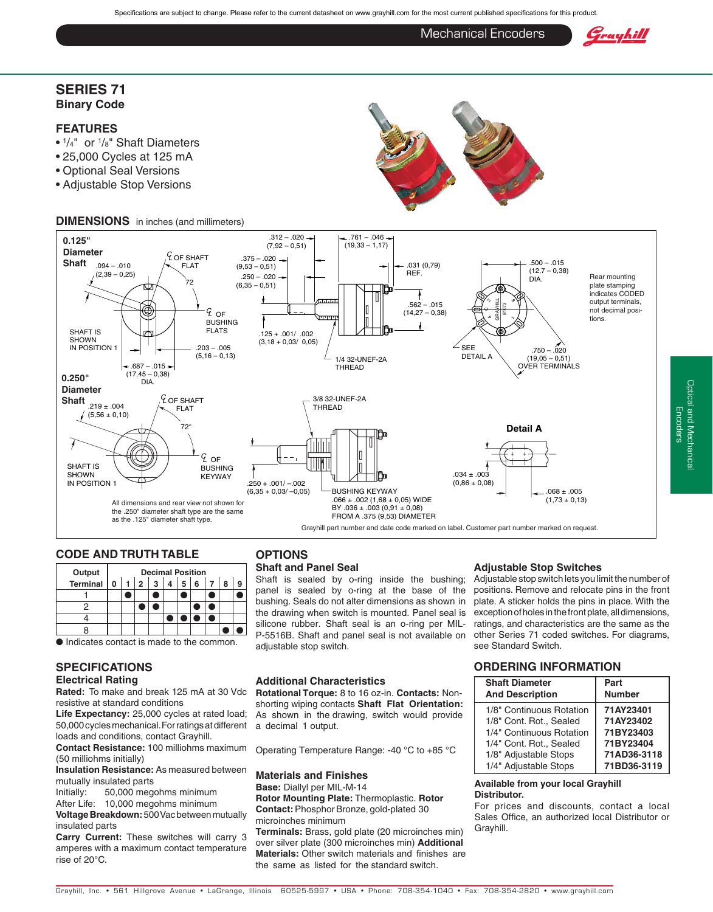# SERIES 71
## Binary Code

## FEATURES

- 1/4" or 1/8" Shaft Diameters
- 25,000 Cycles at 125 mA
- Optional Seal Versions
- Adjustable Stop Versions

## DIMENSIONS in inches (and millimeters)

All dimensions and rear view not shown for the .250" diameter shaft type are the same as the .125" diameter shaft type.

Grayhill part number and date code marked on label. Customer part number marked on request.

## CODE AND TRUTH TABLE

| Output Terminal | Decimal Position | | | | | | | | | |
|---|---|---|---|---|---|---|---|---|---|---|
| | 0 | 1 | 2 | 3 | 4 | 5 | 6 | 7 | 8 | 9 |
| 1 | | ● | | ● | | ● | | ● | | ● |
| 2 | | | ● | ● | | | ● | ● | | |
| 4 | | | | | ● | ● | ● | ● | | |
| 8 | | | | | | | | | ● | ● |

● Indicates contact is made to the common.

## SPECIFICATIONS

### Electrical Rating

**Rated:** To make and break 125 mA at 30 Vdc resistive at standard conditions

**Life Expectancy:** 25,000 cycles at rated load; 50,000 cycles mechanical. For ratings at different loads and conditions, contact Grayhill.

**Contact Resistance:** 100 milliohms maximum (50 milliohms initially)

**Insulation Resistance:** As measured between mutually insulated parts

Initially: 50,000 megohms minimum

After Life: 10,000 megohms minimum

**Voltage Breakdown:** 500 Vac between mutually insulated parts

**Carry Current:** These switches will carry 3 amperes with a maximum contact temperature rise of 20°C.

## OPTIONS

### Shaft and Panel Seal

Shaft is sealed by o-ring inside the bushing; panel is sealed by o-ring at the base of the bushing. Seals do not alter dimensions as shown in the drawing when switch is mounted. Panel seal is silicone rubber. Shaft seal is an o-ring per MIL-P-5516B. Shaft and panel seal is not available on adjustable stop switch.

### Additional Characteristics

**Rotational Torque:** 8 to 16 oz-in. **Contacts:** Non-shorting wiping contacts **Shaft Flat Orientation:** As shown in the drawing, switch would provide a decimal 1 output.

Operating Temperature Range: -40 °C to +85 °C

### Materials and Finishes

**Base:** Diallyl per MIL-M-14

**Rotor Mounting Plate:** Thermoplastic. **Rotor Contact:** Phosphor Bronze, gold-plated 30 microinches minimum

**Terminals:** Brass, gold plate (20 microinches min) over silver plate (300 microinches min) **Additional Materials:** Other switch materials and finishes are the same as listed for the standard switch.

### Adjustable Stop Switches

Adjustable stop switch lets you limit the number of positions. Remove and relocate pins in the front plate. A sticker holds the pins in place. With the exception of holes in the front plate, all dimensions, ratings, and characteristics are the same as the other Series 71 coded switches. For diagrams, see Standard Switch.

## ORDERING INFORMATION

| Shaft Diameter And Description | Part Number |
|---|---|
| 1/8" Continuous Rotation | **71AY23401** |
| 1/8" Cont. Rot., Sealed | **71AY23402** |
| 1/4" Continuous Rotation | **71BY23403** |
| 1/4" Cont. Rot., Sealed | **71BY23404** |
| 1/8" Adjustable Stops | **71AD36-3118** |
| 1/4" Adjustable Stops | **71BD36-3119** |

**Available from your local Grayhill Distributor.**

For prices and discounts, contact a local Sales Office, an authorized local Distributor or Grayhill.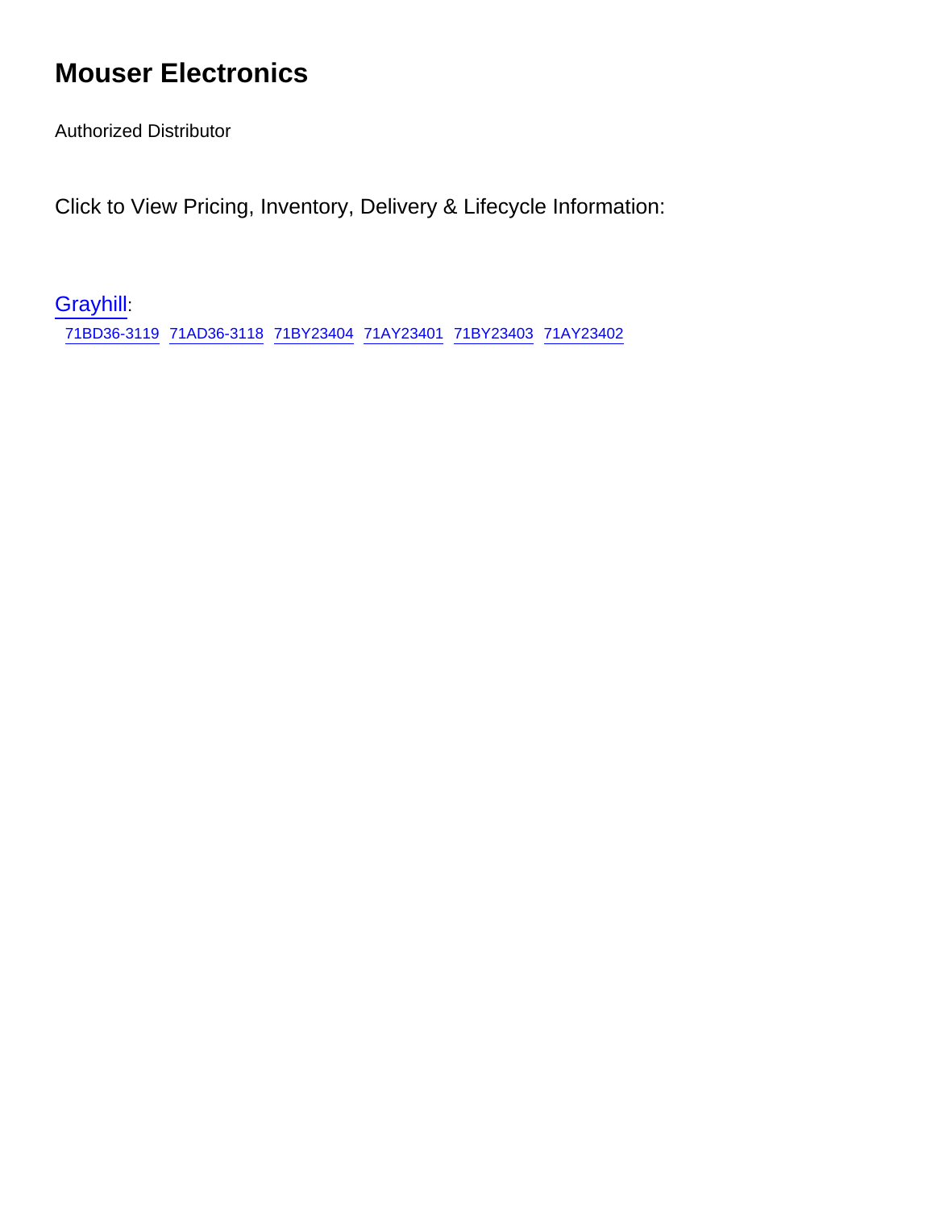# Mouser Electronics

Authorized Distributor

Click to View Pricing, Inventory, Delivery & Lifecycle Information:

Grayhill:

71BD36-3119 71AD36-3118 71BY23404 71AY23401 71BY23403 71AY23402